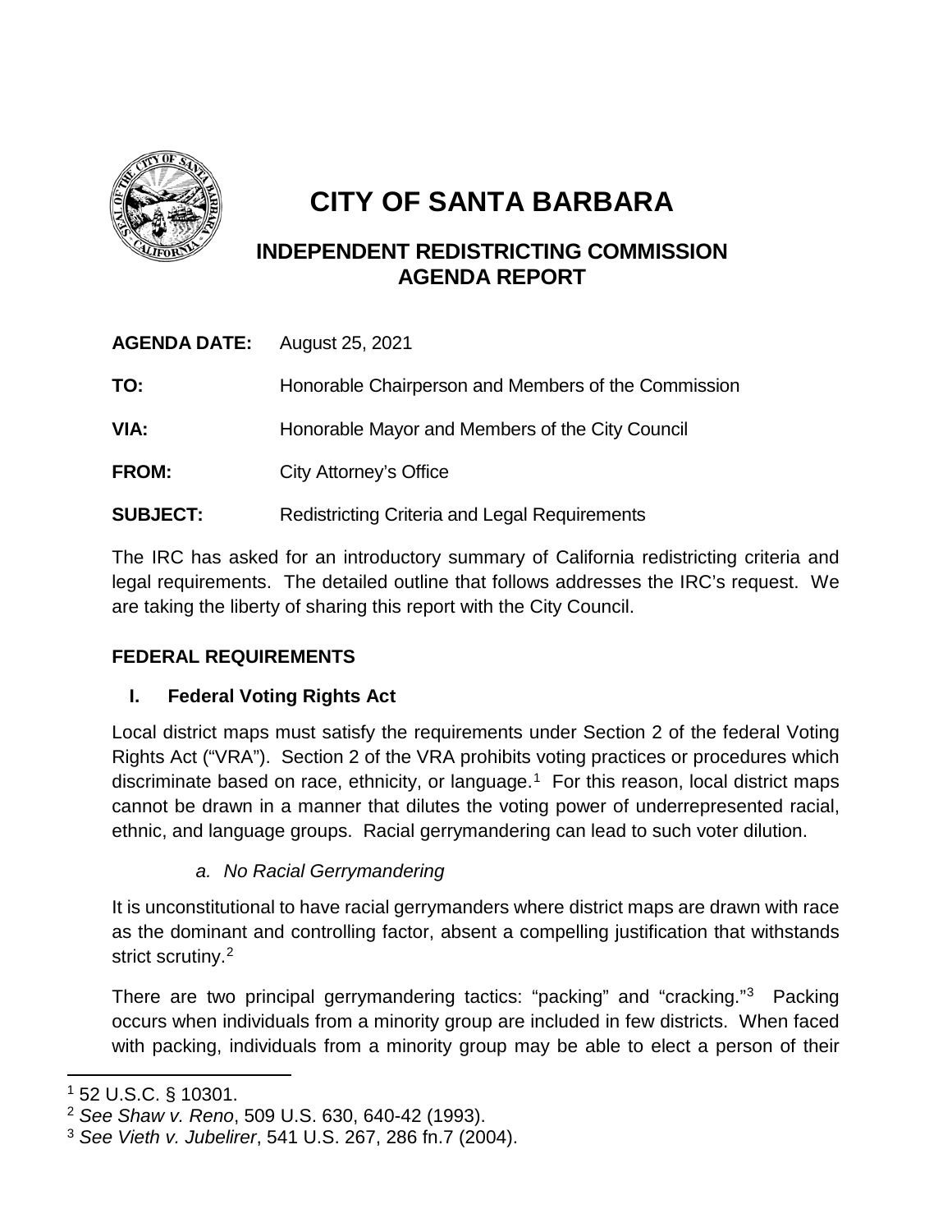# CITY OF SANTA BARBARA

## INDEPENDENT REDISTRICTING COMMISSION AGENDA REPORT

**AGENDA DATE:** August 25, 2021

**TO:** Honorable Chairperson and Members of the Commission

**VIA:** Honorable Mayor and Members of the City Council

**FROM:** City Attorney's Office

**SUBJECT:** Redistricting Criteria and Legal Requirements

The IRC has asked for an introductory summary of California redistricting criteria and legal requirements. The detailed outline that follows addresses the IRC's request. We are taking the liberty of sharing this report with the City Council.

### FEDERAL REQUIREMENTS

#### I. Federal Voting Rights Act

Local district maps must satisfy the requirements under Section 2 of the federal Voting Rights Act ("VRA"). Section 2 of the VRA prohibits voting practices or procedures which discriminate based on race, ethnicity, or language.[1] For this reason, local district maps cannot be drawn in a manner that dilutes the voting power of underrepresented racial, ethnic, and language groups. Racial gerrymandering can lead to such voter dilution.

*a. No Racial Gerrymandering*

It is unconstitutional to have racial gerrymanders where district maps are drawn with race as the dominant and controlling factor, absent a compelling justification that withstands strict scrutiny.[2]

There are two principal gerrymandering tactics: "packing" and "cracking."[3] Packing occurs when individuals from a minority group are included in few districts. When faced with packing, individuals from a minority group may be able to elect a person of their

---

[1] 52 U.S.C. § 10301.

[2] *See Shaw v. Reno*, 509 U.S. 630, 640-42 (1993).

[3] *See Vieth v. Jubelirer*, 541 U.S. 267, 286 fn.7 (2004).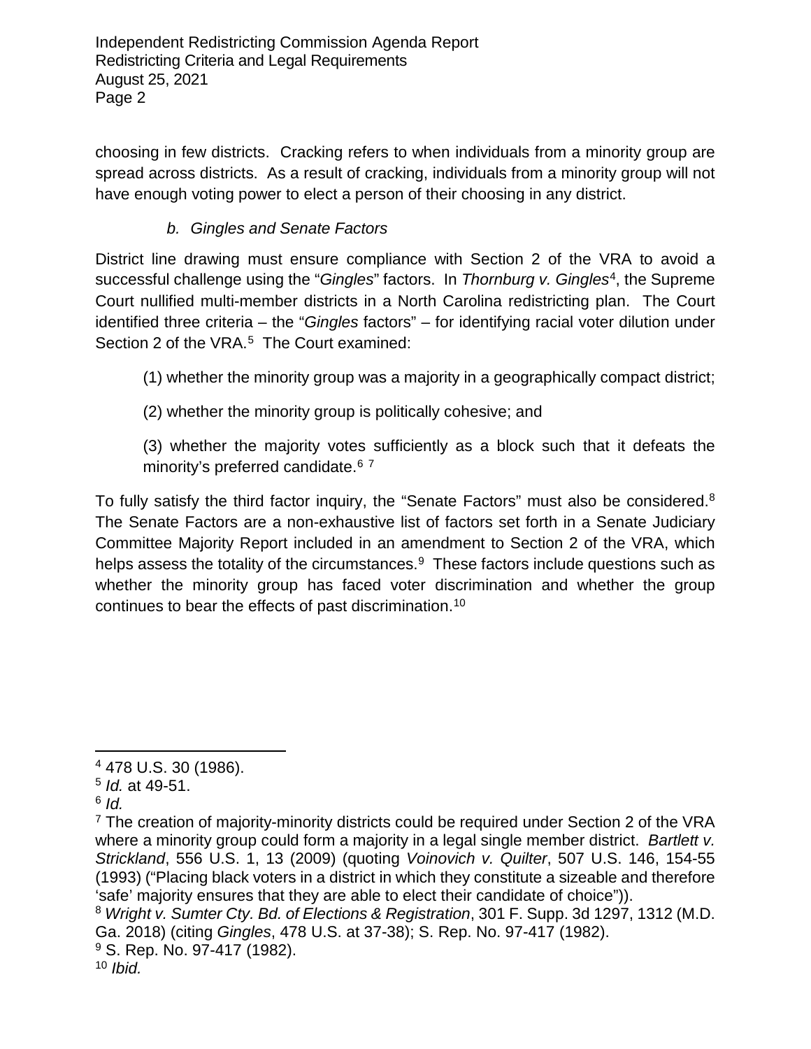choosing in few districts. Cracking refers to when individuals from a minority group are spread across districts. As a result of cracking, individuals from a minority group will not have enough voting power to elect a person of their choosing in any district.

### *b. Gingles and Senate Factors*

District line drawing must ensure compliance with Section 2 of the VRA to avoid a successful challenge using the "*Gingles*" factors. In *Thornburg v. Gingles*[4], the Supreme Court nullified multi-member districts in a North Carolina redistricting plan. The Court identified three criteria – the "*Gingles* factors" – for identifying racial voter dilution under Section 2 of the VRA.[5] The Court examined:

(1) whether the minority group was a majority in a geographically compact district;

(2) whether the minority group is politically cohesive; and

(3) whether the majority votes sufficiently as a block such that it defeats the minority's preferred candidate.[6] [7]

To fully satisfy the third factor inquiry, the "Senate Factors" must also be considered.[8] The Senate Factors are a non-exhaustive list of factors set forth in a Senate Judiciary Committee Majority Report included in an amendment to Section 2 of the VRA, which helps assess the totality of the circumstances.[9] These factors include questions such as whether the minority group has faced voter discrimination and whether the group continues to bear the effects of past discrimination.[10]

---

[4] 478 U.S. 30 (1986).

[5] *Id.* at 49-51.

[6] *Id.*

[7] The creation of majority-minority districts could be required under Section 2 of the VRA where a minority group could form a majority in a legal single member district. *Bartlett v. Strickland*, 556 U.S. 1, 13 (2009) (quoting *Voinovich v. Quilter*, 507 U.S. 146, 154-55 (1993) ("Placing black voters in a district in which they constitute a sizeable and therefore 'safe' majority ensures that they are able to elect their candidate of choice")).

[8] *Wright v. Sumter Cty. Bd. of Elections & Registration*, 301 F. Supp. 3d 1297, 1312 (M.D. Ga. 2018) (citing *Gingles*, 478 U.S. at 37-38); S. Rep. No. 97-417 (1982).

[9] S. Rep. No. 97-417 (1982).

[10] *Ibid.*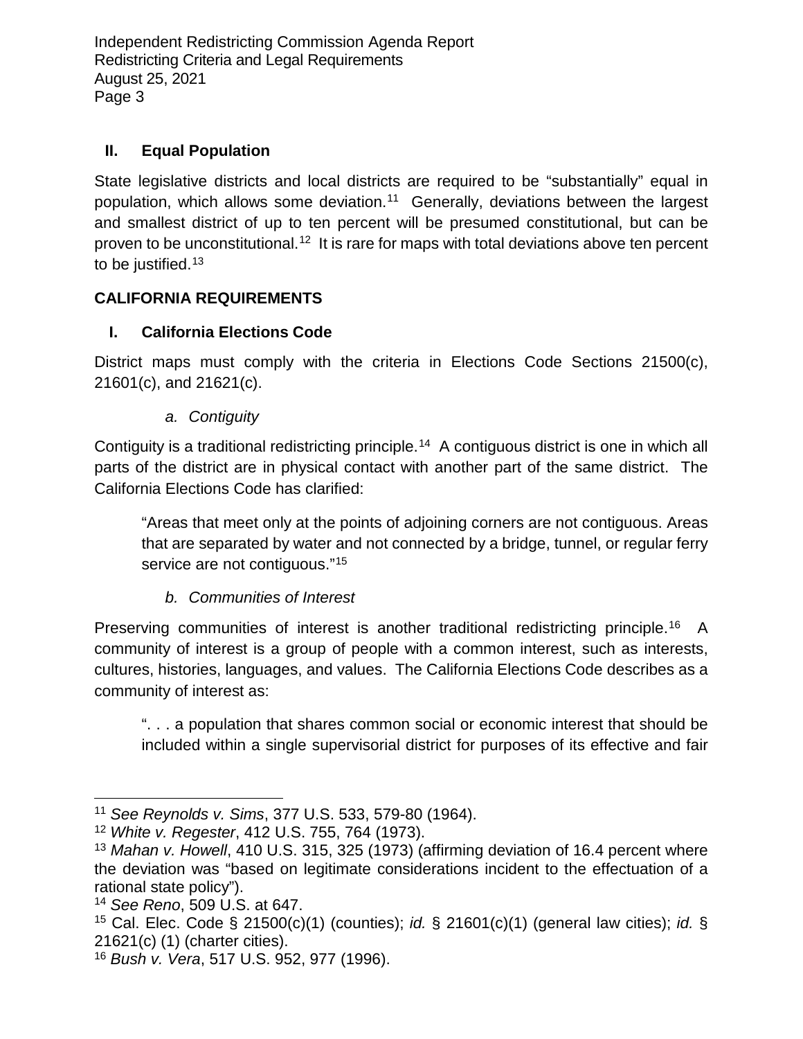## II. Equal Population

State legislative districts and local districts are required to be "substantially" equal in population, which allows some deviation.[11] Generally, deviations between the largest and smallest district of up to ten percent will be presumed constitutional, but can be proven to be unconstitutional.[12] It is rare for maps with total deviations above ten percent to be justified.[13]

# CALIFORNIA REQUIREMENTS

## I. California Elections Code

District maps must comply with the criteria in Elections Code Sections 21500(c), 21601(c), and 21621(c).

### *a. Contiguity*

Contiguity is a traditional redistricting principle.[14] A contiguous district is one in which all parts of the district are in physical contact with another part of the same district. The California Elections Code has clarified:

> "Areas that meet only at the points of adjoining corners are not contiguous. Areas that are separated by water and not connected by a bridge, tunnel, or regular ferry service are not contiguous."[15]

### *b. Communities of Interest*

Preserving communities of interest is another traditional redistricting principle.[16] A community of interest is a group of people with a common interest, such as interests, cultures, histories, languages, and values. The California Elections Code describes as a community of interest as:

> ". . . a population that shares common social or economic interest that should be included within a single supervisorial district for purposes of its effective and fair

---

[11] *See Reynolds v. Sims*, 377 U.S. 533, 579-80 (1964).

[12] *White v. Regester*, 412 U.S. 755, 764 (1973).

[13] *Mahan v. Howell*, 410 U.S. 315, 325 (1973) (affirming deviation of 16.4 percent where the deviation was "based on legitimate considerations incident to the effectuation of a rational state policy").

[14] *See Reno*, 509 U.S. at 647.

[15] Cal. Elec. Code § 21500(c)(1) (counties); *id.* § 21601(c)(1) (general law cities); *id.* § 21621(c) (1) (charter cities).

[16] *Bush v. Vera*, 517 U.S. 952, 977 (1996).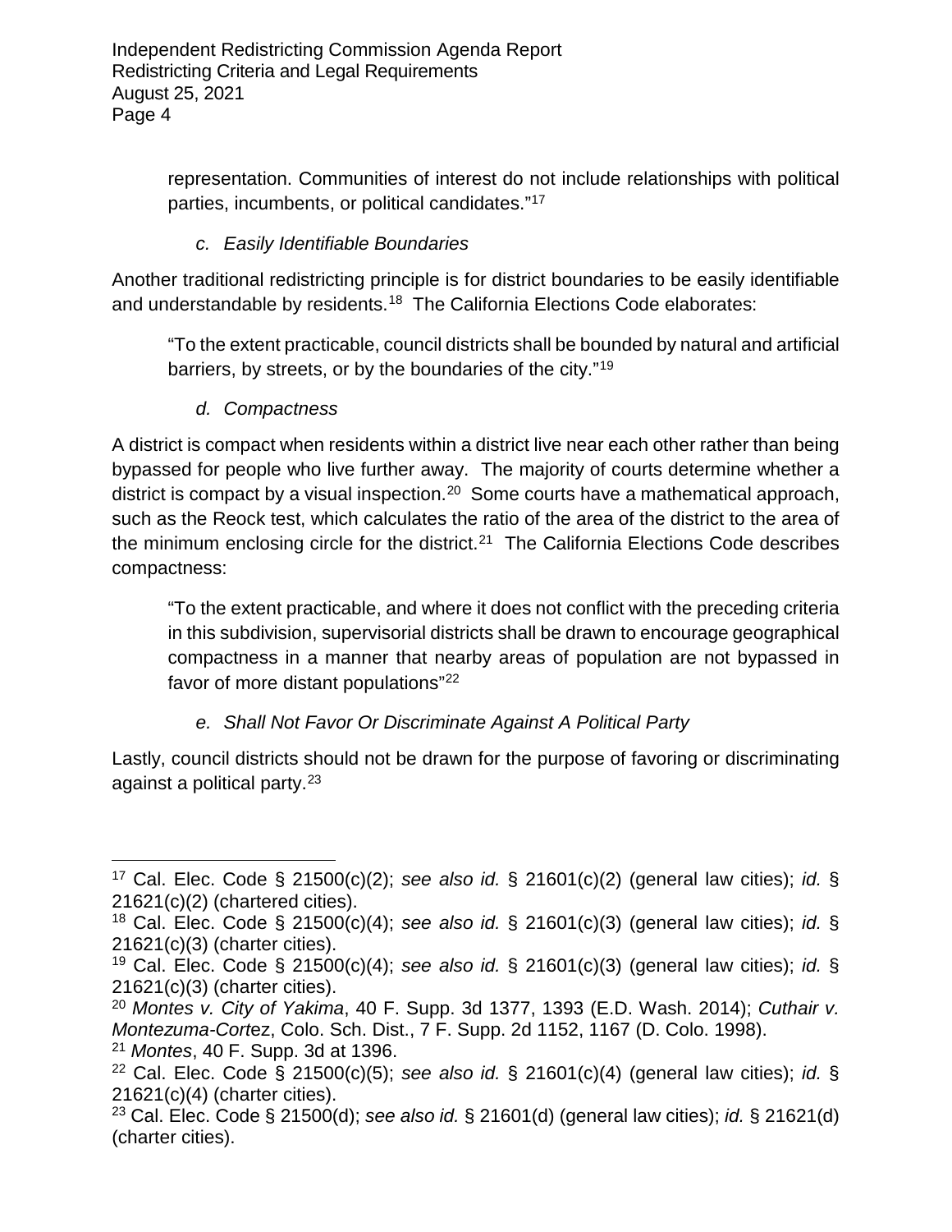representation. Communities of interest do not include relationships with political parties, incumbents, or political candidates."[17]

*c. Easily Identifiable Boundaries*

Another traditional redistricting principle is for district boundaries to be easily identifiable and understandable by residents.[18] The California Elections Code elaborates:

> "To the extent practicable, council districts shall be bounded by natural and artificial barriers, by streets, or by the boundaries of the city."[19]

*d. Compactness*

A district is compact when residents within a district live near each other rather than being bypassed for people who live further away. The majority of courts determine whether a district is compact by a visual inspection.[20] Some courts have a mathematical approach, such as the Reock test, which calculates the ratio of the area of the district to the area of the minimum enclosing circle for the district.[21] The California Elections Code describes compactness:

> "To the extent practicable, and where it does not conflict with the preceding criteria in this subdivision, supervisorial districts shall be drawn to encourage geographical compactness in a manner that nearby areas of population are not bypassed in favor of more distant populations"[22]

*e. Shall Not Favor Or Discriminate Against A Political Party*

Lastly, council districts should not be drawn for the purpose of favoring or discriminating against a political party.[23]

---

[17] Cal. Elec. Code § 21500(c)(2); *see also id.* § 21601(c)(2) (general law cities); *id.* § 21621(c)(2) (chartered cities).
[18] Cal. Elec. Code § 21500(c)(4); *see also id.* § 21601(c)(3) (general law cities); *id.* § 21621(c)(3) (charter cities).
[19] Cal. Elec. Code § 21500(c)(4); *see also id.* § 21601(c)(3) (general law cities); *id.* § 21621(c)(3) (charter cities).
[20] *Montes v. City of Yakima*, 40 F. Supp. 3d 1377, 1393 (E.D. Wash. 2014); *Cuthair v. Montezuma-Cortez*, Colo. Sch. Dist., 7 F. Supp. 2d 1152, 1167 (D. Colo. 1998).
[21] *Montes*, 40 F. Supp. 3d at 1396.
[22] Cal. Elec. Code § 21500(c)(5); *see also id.* § 21601(c)(4) (general law cities); *id.* § 21621(c)(4) (charter cities).
[23] Cal. Elec. Code § 21500(d); *see also id.* § 21601(d) (general law cities); *id.* § 21621(d) (charter cities).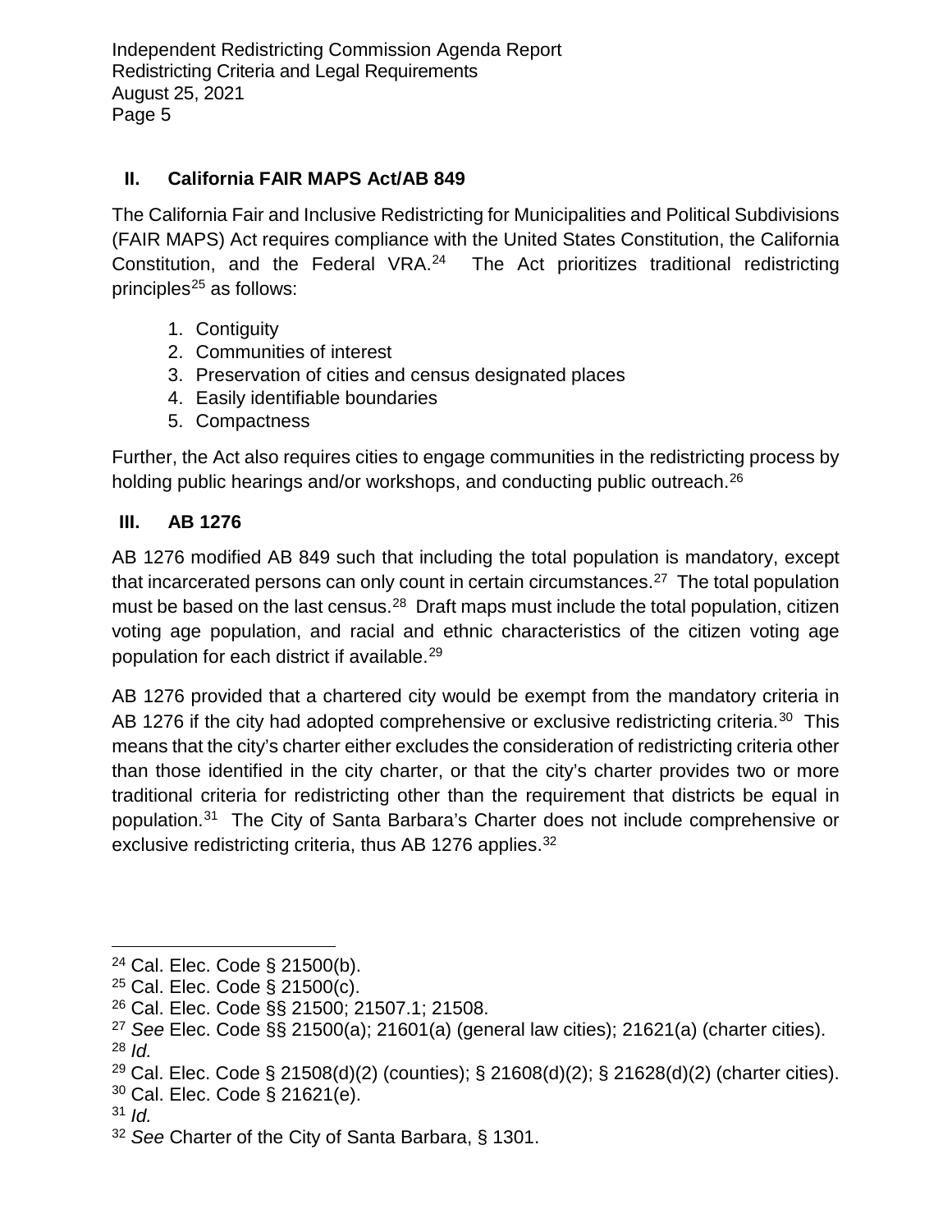## II. California FAIR MAPS Act/AB 849

The California Fair and Inclusive Redistricting for Municipalities and Political Subdivisions (FAIR MAPS) Act requires compliance with the United States Constitution, the California Constitution, and the Federal VRA.[24] The Act prioritizes traditional redistricting principles[25] as follows:

1. Contiguity
2. Communities of interest
3. Preservation of cities and census designated places
4. Easily identifiable boundaries
5. Compactness

Further, the Act also requires cities to engage communities in the redistricting process by holding public hearings and/or workshops, and conducting public outreach.[26]

## III. AB 1276

AB 1276 modified AB 849 such that including the total population is mandatory, except that incarcerated persons can only count in certain circumstances.[27] The total population must be based on the last census.[28] Draft maps must include the total population, citizen voting age population, and racial and ethnic characteristics of the citizen voting age population for each district if available.[29]

AB 1276 provided that a chartered city would be exempt from the mandatory criteria in AB 1276 if the city had adopted comprehensive or exclusive redistricting criteria.[30] This means that the city's charter either excludes the consideration of redistricting criteria other than those identified in the city charter, or that the city's charter provides two or more traditional criteria for redistricting other than the requirement that districts be equal in population.[31] The City of Santa Barbara's Charter does not include comprehensive or exclusive redistricting criteria, thus AB 1276 applies.[32]

---

[24] Cal. Elec. Code § 21500(b).
[25] Cal. Elec. Code § 21500(c).
[26] Cal. Elec. Code §§ 21500; 21507.1; 21508.
[27] *See* Elec. Code §§ 21500(a); 21601(a) (general law cities); 21621(a) (charter cities).
[28] *Id.*
[29] Cal. Elec. Code § 21508(d)(2) (counties); § 21608(d)(2); § 21628(d)(2) (charter cities).
[30] Cal. Elec. Code § 21621(e).
[31] *Id.*
[32] *See* Charter of the City of Santa Barbara, § 1301.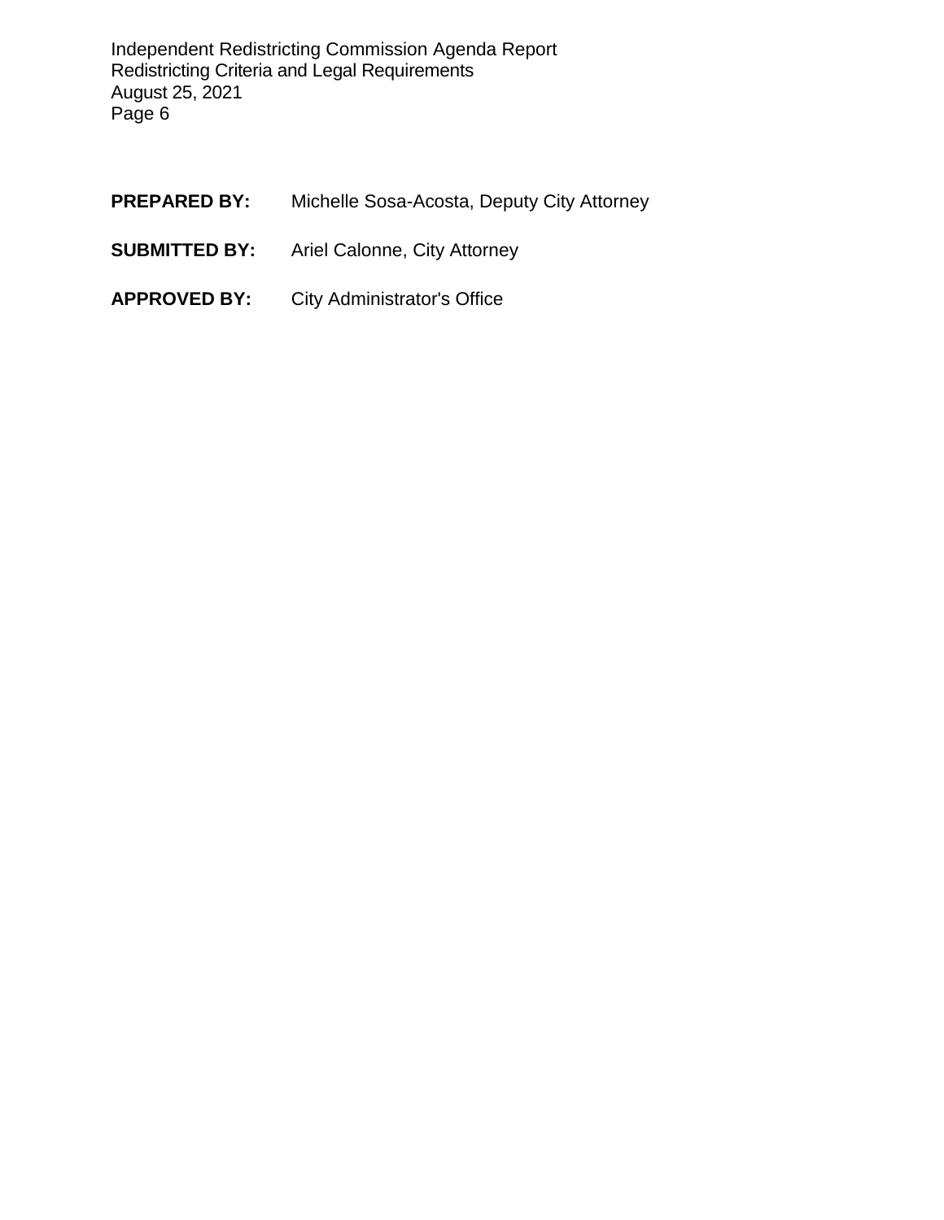**PREPARED BY:** Michelle Sosa-Acosta, Deputy City Attorney

**SUBMITTED BY:** Ariel Calonne, City Attorney

**APPROVED BY:** City Administrator's Office